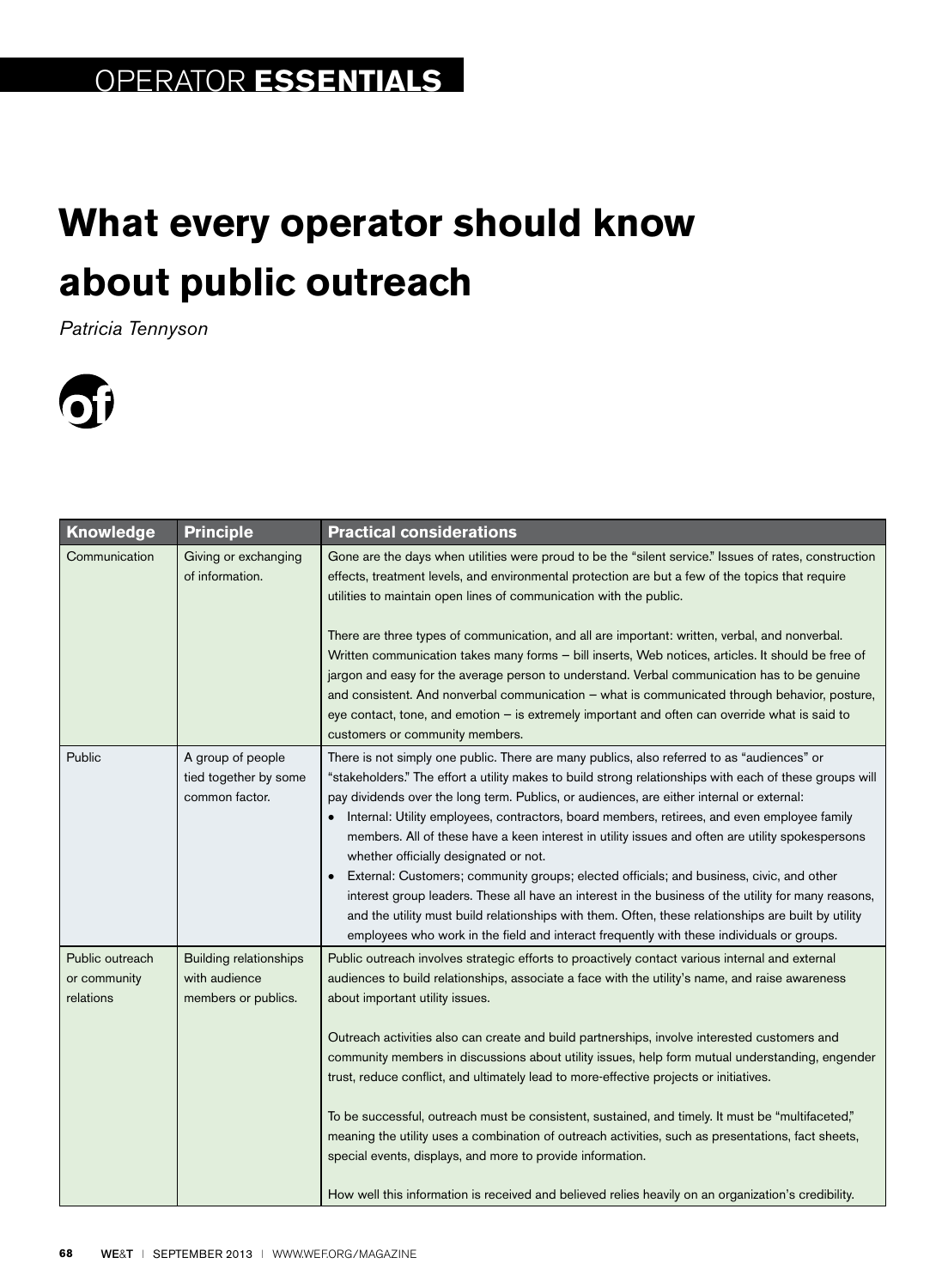OPERATOR **ESSENTIALS**

# What every operator should know about public outreach

*Patricia Tennyson*

| Knowledge | Principle | Practical considerations |
| --- | --- | --- |
| Communication | Giving or exchanging of information. | Gone are the days when utilities were proud to be the "silent service." Issues of rates, construction effects, treatment levels, and environmental protection are but a few of the topics that require utilities to maintain open lines of communication with the public.<br><br>There are three types of communication, and all are important: written, verbal, and nonverbal. Written communication takes many forms – bill inserts, Web notices, articles. It should be free of jargon and easy for the average person to understand. Verbal communication has to be genuine and consistent. And nonverbal communication – what is communicated through behavior, posture, eye contact, tone, and emotion – is extremely important and often can override what is said to customers or community members. |
| Public | A group of people tied together by some common factor. | There is not simply one public. There are many publics, also referred to as "audiences" or "stakeholders." The effort a utility makes to build strong relationships with each of these groups will pay dividends over the long term. Publics, or audiences, are either internal or external:<br>• Internal: Utility employees, contractors, board members, retirees, and even employee family members. All of these have a keen interest in utility issues and often are utility spokespersons whether officially designated or not.<br>• External: Customers; community groups; elected officials; and business, civic, and other interest group leaders. These all have an interest in the business of the utility for many reasons, and the utility must build relationships with them. Often, these relationships are built by utility employees who work in the field and interact frequently with these individuals or groups. |
| Public outreach or community relations | Building relationships with audience members or publics. | Public outreach involves strategic efforts to proactively contact various internal and external audiences to build relationships, associate a face with the utility's name, and raise awareness about important utility issues.<br><br>Outreach activities also can create and build partnerships, involve interested customers and community members in discussions about utility issues, help form mutual understanding, engender trust, reduce conflict, and ultimately lead to more-effective projects or initiatives.<br><br>To be successful, outreach must be consistent, sustained, and timely. It must be "multifaceted," meaning the utility uses a combination of outreach activities, such as presentations, fact sheets, special events, displays, and more to provide information.<br><br>How well this information is received and believed relies heavily on an organization's credibility. |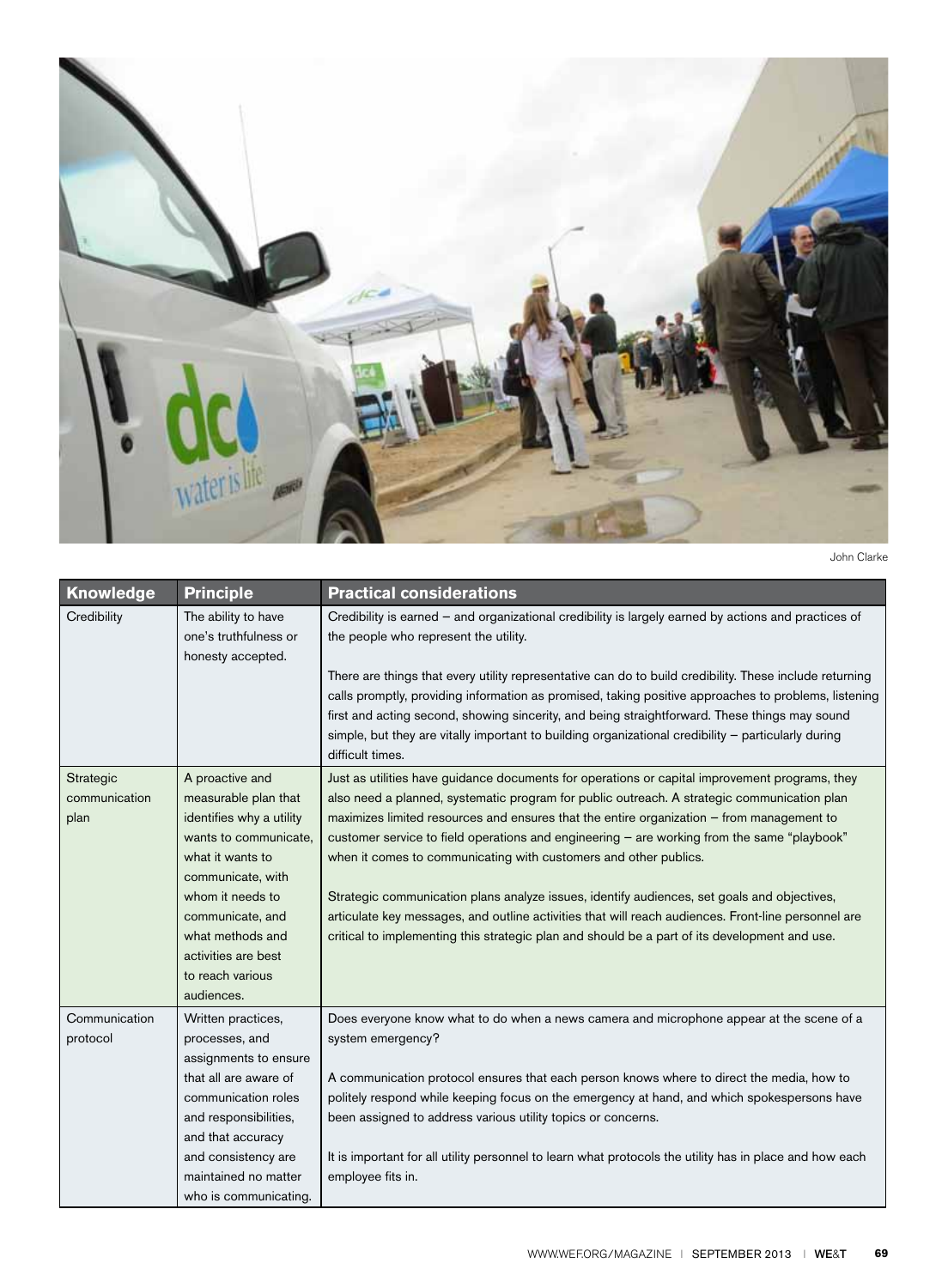John Clarke

| Knowledge | Principle | Practical considerations |
|---|---|---|
| Credibility | The ability to have one's truthfulness or honesty accepted. | Credibility is earned – and organizational credibility is largely earned by actions and practices of the people who represent the utility.<br><br>There are things that every utility representative can do to build credibility. These include returning calls promptly, providing information as promised, taking positive approaches to problems, listening first and acting second, showing sincerity, and being straightforward. These things may sound simple, but they are vitally important to building organizational credibility – particularly during difficult times. |
| Strategic communication plan | A proactive and measurable plan that identifies why a utility wants to communicate, what it wants to communicate, with whom it needs to communicate, and what methods and activities are best to reach various audiences. | Just as utilities have guidance documents for operations or capital improvement programs, they also need a planned, systematic program for public outreach. A strategic communication plan maximizes limited resources and ensures that the entire organization – from management to customer service to field operations and engineering – are working from the same "playbook" when it comes to communicating with customers and other publics.<br><br>Strategic communication plans analyze issues, identify audiences, set goals and objectives, articulate key messages, and outline activities that will reach audiences. Front-line personnel are critical to implementing this strategic plan and should be a part of its development and use. |
| Communication protocol | Written practices, processes, and assignments to ensure that all are aware of communication roles and responsibilities, and that accuracy and consistency are maintained no matter who is communicating. | Does everyone know what to do when a news camera and microphone appear at the scene of a system emergency?<br><br>A communication protocol ensures that each person knows where to direct the media, how to politely respond while keeping focus on the emergency at hand, and which spokespersons have been assigned to address various utility topics or concerns.<br><br>It is important for all utility personnel to learn what protocols the utility has in place and how each employee fits in. |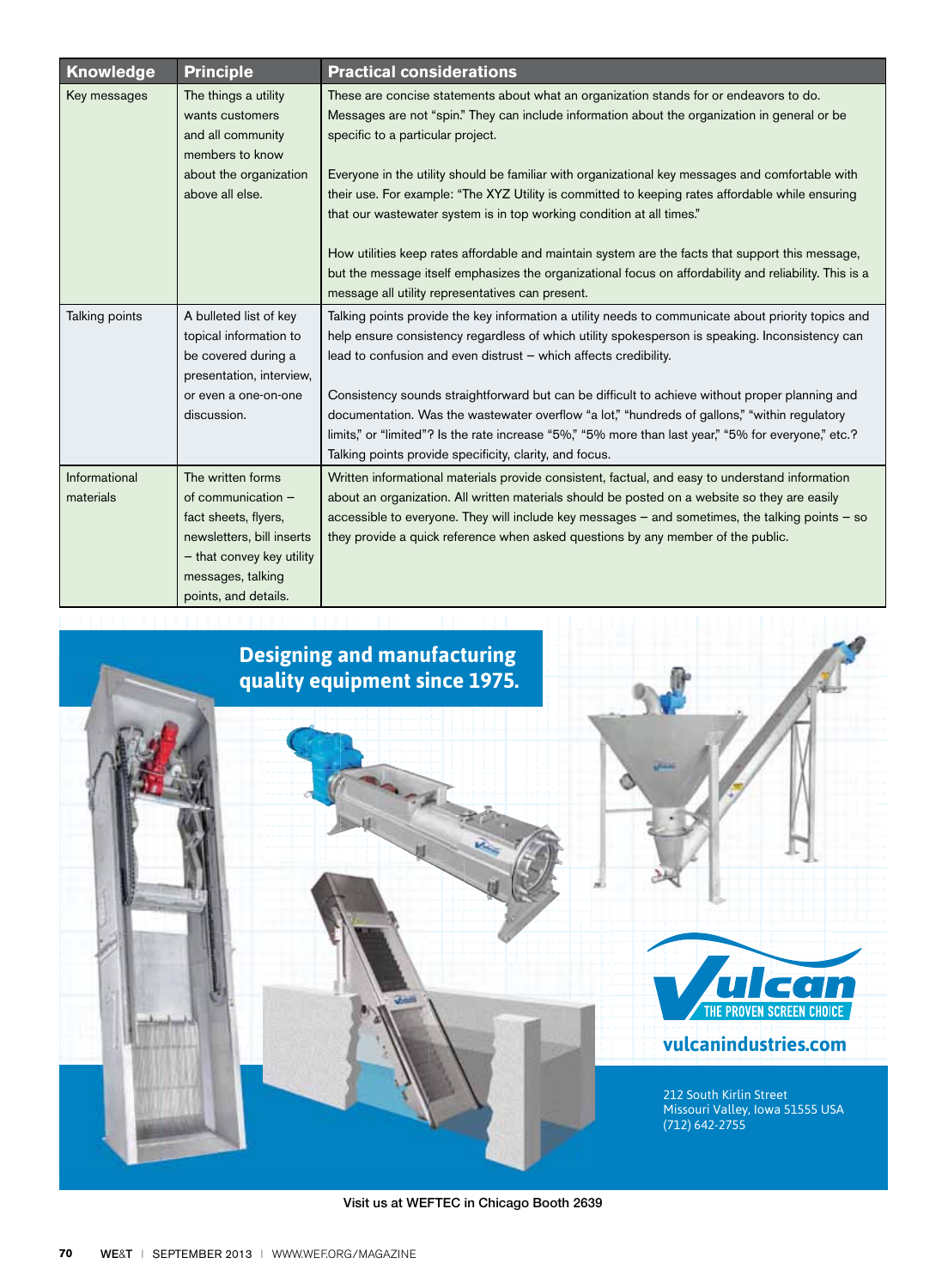| Knowledge | Principle | Practical considerations |
|---|---|---|
| Key messages | The things a utility wants customers and all community members to know about the organization above all else. | These are concise statements about what an organization stands for or endeavors to do. Messages are not "spin." They can include information about the organization in general or be specific to a particular project.<br><br>Everyone in the utility should be familiar with organizational key messages and comfortable with their use. For example: "The XYZ Utility is committed to keeping rates affordable while ensuring that our wastewater system is in top working condition at all times."<br><br>How utilities keep rates affordable and maintain system are the facts that support this message, but the message itself emphasizes the organizational focus on affordability and reliability. This is a message all utility representatives can present. |
| Talking points | A bulleted list of key topical information to be covered during a presentation, interview, or even a one-on-one discussion. | Talking points provide the key information a utility needs to communicate about priority topics and help ensure consistency regardless of which utility spokesperson is speaking. Inconsistency can lead to confusion and even distrust – which affects credibility.<br><br>Consistency sounds straightforward but can be difficult to achieve without proper planning and documentation. Was the wastewater overflow "a lot," "hundreds of gallons," "within regulatory limits," or "limited"? Is the rate increase "5%," "5% more than last year," "5% for everyone," etc.? Talking points provide specificity, clarity, and focus. |
| Informational materials | The written forms of communication – fact sheets, flyers, newsletters, bill inserts – that convey key utility messages, talking points, and details. | Written informational materials provide consistent, factual, and easy to understand information about an organization. All written materials should be posted on a website so they are easily accessible to everyone. They will include key messages – and sometimes, the talking points – so they provide a quick reference when asked questions by any member of the public. |

Designing and manufacturing quality equipment since 1975.

Vulcan
THE PROVEN SCREEN CHOICE

vulcanindustries.com

212 South Kirlin Street
Missouri Valley, Iowa 51555 USA
(712) 642-2755

Visit us at WEFTEC in Chicago Booth 2639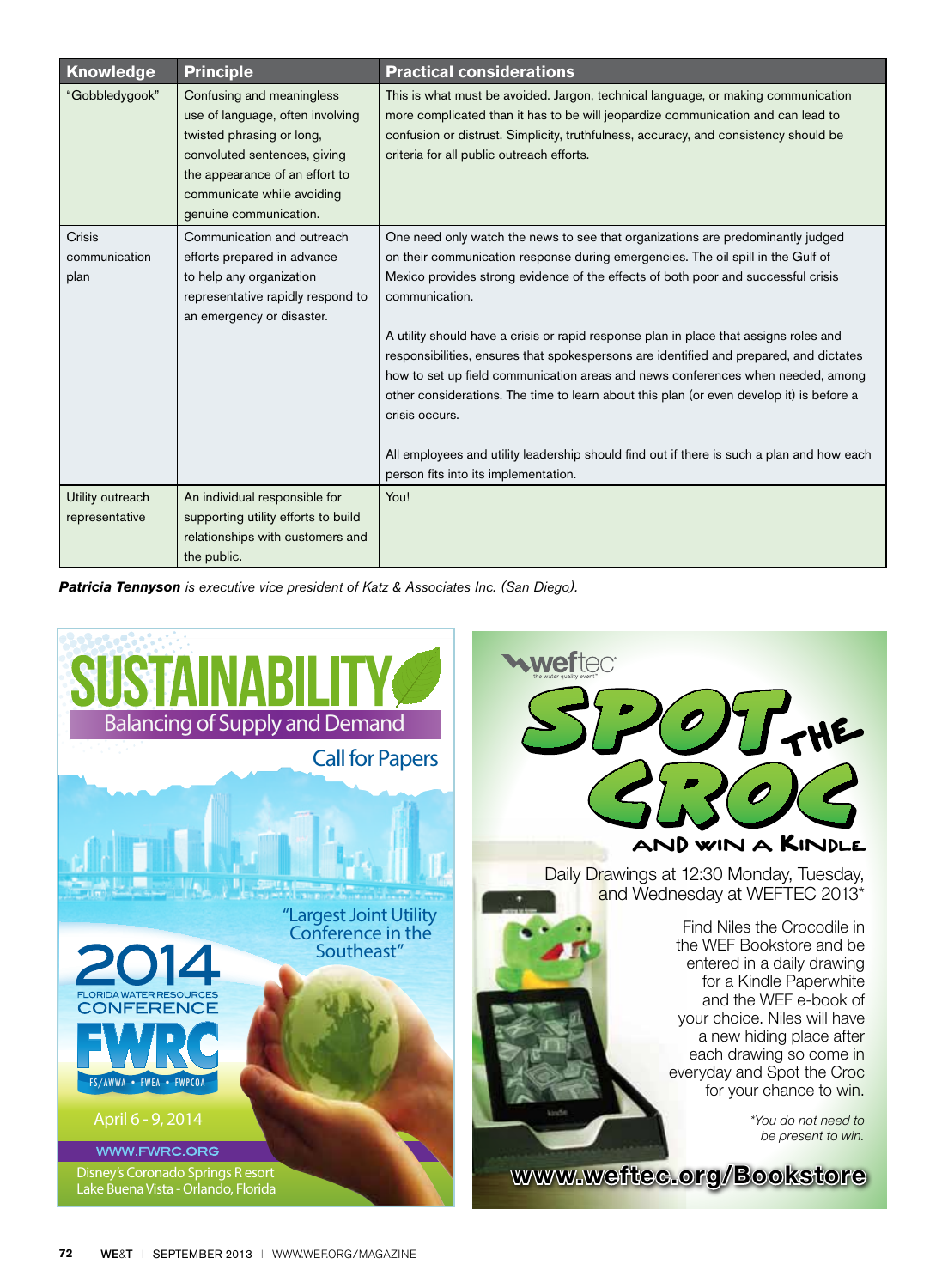| Knowledge | Principle | Practical considerations |
| --- | --- | --- |
| "Gobbledygook" | Confusing and meaningless use of language, often involving twisted phrasing or long, convoluted sentences, giving the appearance of an effort to communicate while avoiding genuine communication. | This is what must be avoided. Jargon, technical language, or making communication more complicated than it has to be will jeopardize communication and can lead to confusion or distrust. Simplicity, truthfulness, accuracy, and consistency should be criteria for all public outreach efforts. |
| Crisis communication plan | Communication and outreach efforts prepared in advance to help any organization representative rapidly respond to an emergency or disaster. | One need only watch the news to see that organizations are predominantly judged on their communication response during emergencies. The oil spill in the Gulf of Mexico provides strong evidence of the effects of both poor and successful crisis communication.<br><br>A utility should have a crisis or rapid response plan in place that assigns roles and responsibilities, ensures that spokespersons are identified and prepared, and dictates how to set up field communication areas and news conferences when needed, among other considerations. The time to learn about this plan (or even develop it) is before a crisis occurs.<br><br>All employees and utility leadership should find out if there is such a plan and how each person fits into its implementation. |
| Utility outreach representative | An individual responsible for supporting utility efforts to build relationships with customers and the public. | You! |

***Patricia Tennyson*** *is executive vice president of Katz & Associates Inc. (San Diego).*

SUSTAINABILITY

Balancing of Supply and Demand

Call for Papers

"Largest Joint Utility Conference in the Southeast"

2014 FLORIDA WATER RESOURCES CONFERENCE

FWRC

FS/AWWA • FWEA • FWPCOA

April 6 - 9, 2014

WWW.FWRC.ORG

Disney's Coronado Springs Resort
Lake Buena Vista - Orlando, Florida

weftec

SPOT THE CROC AND WIN A KINDLE

Daily Drawings at 12:30 Monday, Tuesday, and Wednesday at WEFTEC 2013*

Find Niles the Crocodile in the WEF Bookstore and be entered in a daily drawing for a Kindle Paperwhite and the WEF e-book of your choice. Niles will have a new hiding place after each drawing so come in everyday and Spot the Croc for your chance to win.

*You do not need to be present to win.*

www.weftec.org/Bookstore